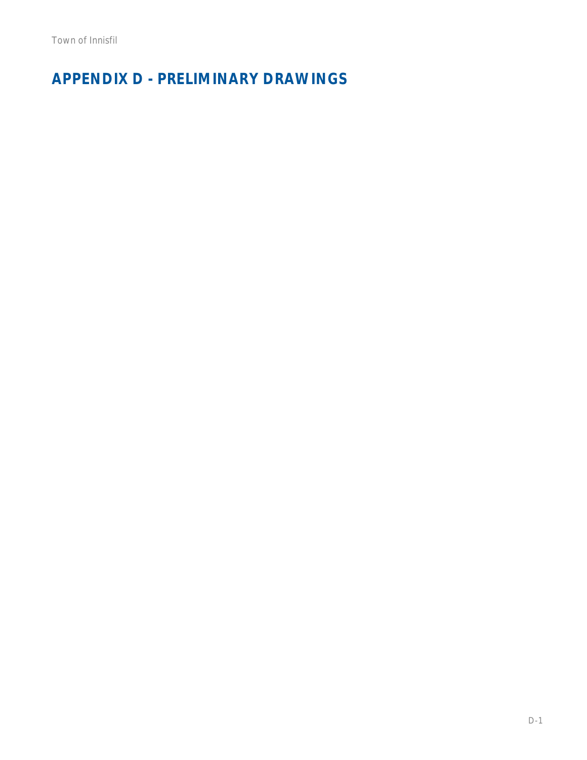# APPENDIX D - PRELIMINARY DRAWINGS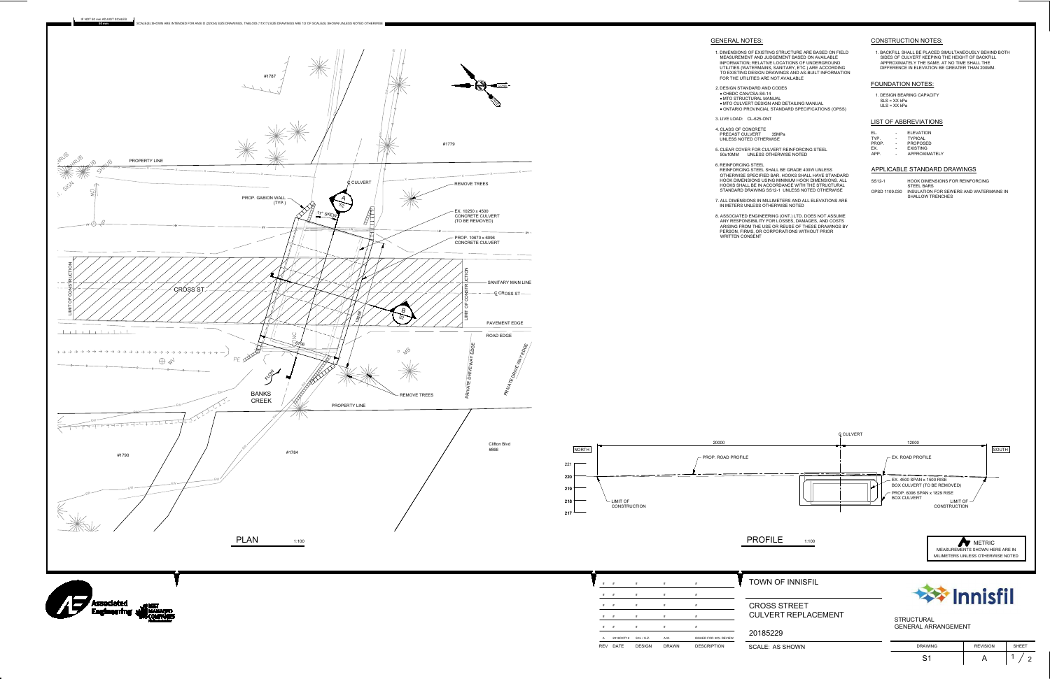IF NOT 60 mm ADJUST SCALES

SCALE(S) SHOWN ARE INTENDED FOR ANSI D (22X34) SIZE DRAWINGS, TABLOID (11X17) SIZE DRAWINGS ARE 1/2 OF SCALE(S) SHOWN UNLESS NOTED OTHERWISE

## GENERAL NOTES:

1. DIMENSIONS OF EXISTING STRUCTURE ARE BASED ON FIELD MEASUREMENT AND JUDGEMENT BASED ON AVAILABLE INFORMATION; RELATIVE LOCATIONS OF UNDERGROUND UTILITIES (WATERMAINS, SANITARY, ETC.) ARE ACCORDING TO EXISTING DESIGN DRAWINGS AND AS-BUILT INFORMATION FOR THE UTILITIES ARE NOT AVAILABLE
2. DESIGN STANDARD AND CODES
   - CHBDC CAN/CSA-S6-14
   - MTO STRUCTURAL MANUAL
   - MTO CULVERT DESIGN AND DETAILING MANUAL
   - ONTARIO PROVINCIAL STANDARD SPECIFICATIONS (OPSS)
3. LIVE LOAD: CL-625-ONT
4. CLASS OF CONCRETE
   PRECAST CULVERT 35MPa
   UNLESS NOTED OTHERWISE
5. CLEAR COVER FOR CULVERT REINFORCING STEEL
   50±10MM UNLESS OTHERWISE NOTED
6. REINFORCING STEEL
   REINFORCING STEEL SHALL BE GRADE 400W UNLESS OTHERWISE SPECIFIED BAR. HOOKS SHALL HAVE STANDARD HOOK DIMENSIONS USING MINIMUM HOOK DIMENSIONS. ALL HOOKS SHALL BE IN ACCORDANCE WITH THE STRUCTURAL STANDARD DRAWING SS12-1 UNLESS NOTED OTHERWISE
7. ALL DIMENSIONS IN MILLIMETERS AND ALL ELEVATIONS ARE IN METERS UNLESS OTHERWISE NOTED
8. ASSOCIATED ENGINEERING (ONT.) LTD. DOES NOT ASSUME ANY RESPONSIBILITY FOR LOSSES, DAMAGES, AND COSTS ARISING FROM THE USE OR REUSE OF THESE DRAWINGS BY PERSON, FIRMS, OR CORPORATIONS WITHOUT PRIOR WRITTEN CONSENT

## CONSTRUCTION NOTES:

1. BACKFILL SHALL BE PLACED SIMULTANEOUSLY BEHIND BOTH SIDES OF CULVERT KEEPING THE HEIGHT OF BACKFILL APPROXIMATELY THE SAME. AT NO TIME SHALL THE DIFFERENCE IN ELEVATION BE GREATER THAN 200MM.

## FOUNDATION NOTES:

1. DESIGN BEARING CAPACITY
   SLS = XX kPa
   ULS = XX kPa

## LIST OF ABBREVIATIONS

| | | |
|---|---|---|
| EL. | - | ELEVATION |
| TYP. | - | TYPICAL |
| PROP. | - | PROPOSED |
| EX. | - | EXISTING |
| APP. | - | APPROXIMATELY |

## APPLICABLE STANDARD DRAWINGS

| | |
|---|---|
| SS12-1 | HOOK DIMENSIONS FOR REINFORCING STEEL BARS |
| OPSD 1109.030 | INSULATION FOR SEWERS AND WATERMAINS IN SHALLOW TRENCHES |

PLAN 1:100

#1787, #1779, #1790, #1784, Clifton Blvd #866, PROPERTY LINE, SHRUB, PROP. GABION WALL (TYP.), 17° SKEW, ℄ CULVERT, REMOVE TREES, EX. 10250 x 4500 CONCRETE CULVERT (TO BE REMOVED), PROP. 10670 x 6096 CONCRETE CULVERT, LIMIT OF CONSTRUCTION, CROSS ST., SANITARY MAIN LINE, ℄ CROSS ST, PAVEMENT EDGE, ROAD EDGE, PRIVATE DRIVE WAY EDGE, BANKS CREEK, FLOW, REMOVE TREES, PROPERTY LINE, A/S2, B/S2

PROFILE 1:100

NORTH, SOUTH, ℄ CULVERT, 20000, 12000, PROP. ROAD PROFILE, EX. ROAD PROFILE, EX. 4500 SPAN x 1500 RISE BOX CULVERT (TO BE REMOVED), PROP. 6096 SPAN x 1829 RISE BOX CULVERT, LIMIT OF CONSTRUCTION, 221, 220, 219, 218, 217

METRIC
MEASUREMENTS SHOWN HERE ARE IN MILLIMETERS UNLESS OTHERWISE NOTED

| REV | DATE | DESIGN | DRAWN | DESCRIPTION |
|---|---|---|---|---|
| # | # | # | # | # |
| # | # | # | # | # |
| # | # | # | # | # |
| # | # | # | # | # |
| # | # | # | # | # |
| A | 2018OCT12 | S.N. / S.Z. | A.W. | ISSUED FOR 30% REVIEW |

TOWN OF INNISFIL

CROSS STREET
CULVERT REPLACEMENT

20185229

SCALE: AS SHOWN

STRUCTURAL
GENERAL ARRANGEMENT

| DRAWING | REVISION | SHEET |
|---|---|---|
| S1 | A | 1 / 2 |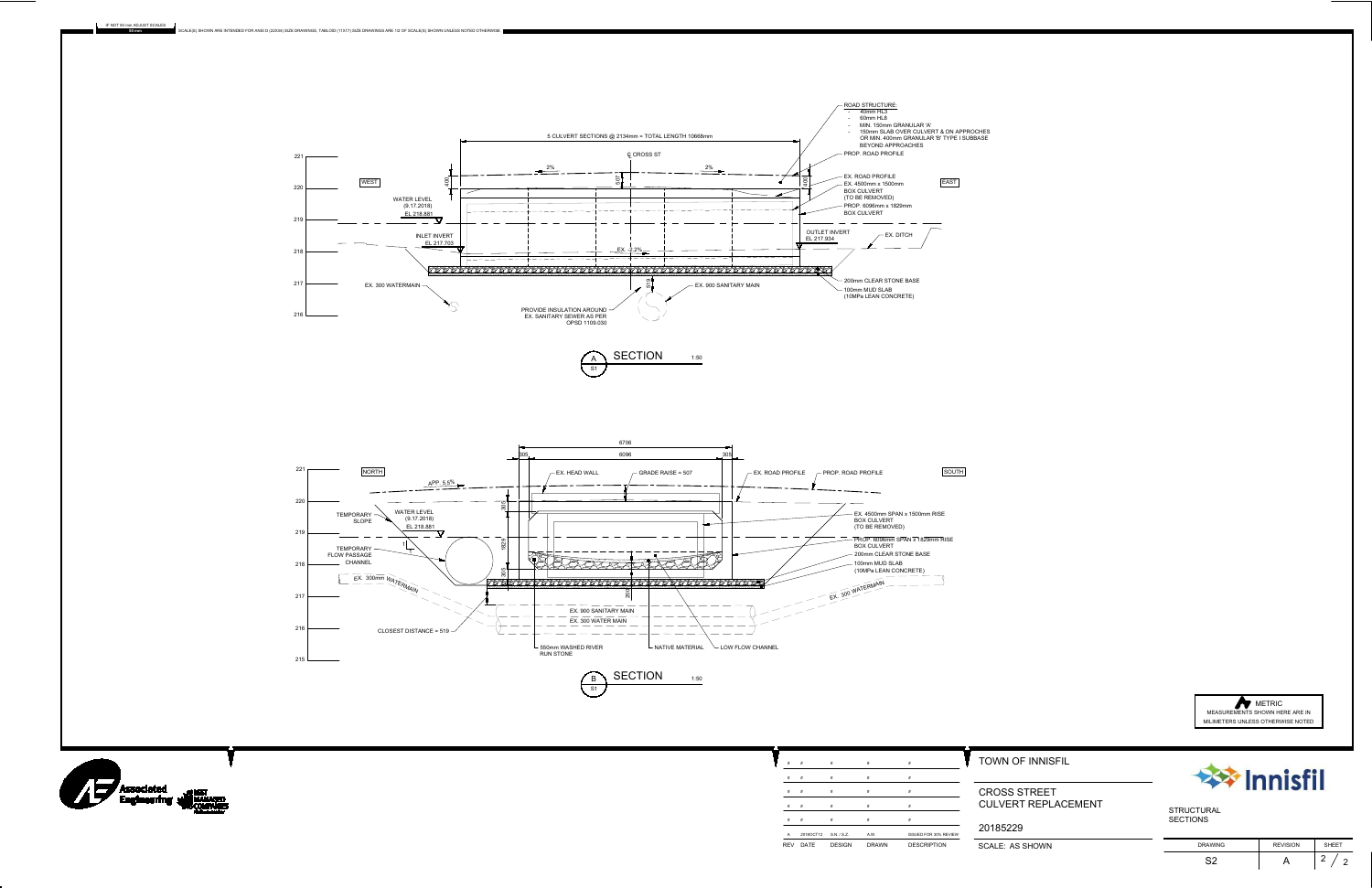IF NOT 50 mm ADJUST SCALES

SCALE(S) SHOWN ARE INTENDED FOR ANSI D (22X34) SIZE DRAWINGS, TABLOID (11X17) SIZE DRAWINGS ARE 1/2 OF SCALE(S) SHOWN UNLESS NOTED OTHERWISE

5 CULVERT SECTIONS @ 2134mm = TOTAL LENGTH 10668mm

℄ CROSS ST

2%

2%

WEST

EAST

400

507

400

221

220

219

218

217

216

WATER LEVEL
(9.17.2018)
EL 218.881

INLET INVERT
EL 217.703

EX. -2.2%

OUTLET INVERT
EL 217.934

EX. DITCH

EX. 300 WATERMAIN

519

EX. 900 SANITARY MAIN

PROVIDE INSULATION AROUND
EX. SANITARY SEWER AS PER
OPSD 1109.030

ROAD STRUCTURE:
- 40mm HL3
- 60mm HL8
- MIN. 150mm GRANULAR 'A'
- 150mm SLAB OVER CULVERT & ON APPROCHES
OR MIN. 400mm GRANULAR 'B' TYPE I SUBBASE
BEYOND APPROACHES

PROP. ROAD PROFILE

EX. ROAD PROFILE

EX. 4500mm x 1500mm
BOX CULVERT
(TO BE REMOVED)

PROP. 6096mm x 1829mm
BOX CULVERT

200mm CLEAR STONE BASE

100mm MUD SLAB
(10MPa LEAN CONCRETE)

SECTION A / S1 1:50

6706

305 6096 305

NORTH

SOUTH

APP. 5.5%

EX. HEAD WALL

GRADE RAISE = 507

EX. ROAD PROFILE

PROP. ROAD PROFILE

221

220

219

218

217

216

215

TEMPORARY SLOPE

WATER LEVEL
(9.17.2018)
EL 218.881

TEMPORARY FLOW PASSAGE CHANNEL

EX. 300mm WATERMAIN

CLOSEST DISTANCE = 519

305

1829

305

200

EX. 900 SANITARY MAIN

EX. 300 WATER MAIN

EX. 300 WATERMAIN

550mm WASHED RIVER RUN STONE

NATIVE MATERIAL

LOW FLOW CHANNEL

EX. 4500mm SPAN x 1500mm RISE
BOX CULVERT
(TO BE REMOVED)

PROP. 6096mm SPAN x 1829mm RISE
BOX CULVERT

200mm CLEAR STONE BASE

100mm MUD SLAB
(10MPa LEAN CONCRETE)

SECTION B / S1 1:50

METRIC
MEASUREMENTS SHOWN HERE ARE IN MILIMETERS UNLESS OTHERWISE NOTED

| REV | DATE | DESIGN | DRAWN | DESCRIPTION |
|---|---|---|---|---|
| # | # | # | # | # |
| # | # | # | # | # |
| # | # | # | # | # |
| # | # | # | # | # |
| # | # | # | # | # |
| A | 2018OCT12 | S.N. / S.Z. | A.W. | ISSUED FOR 30% REVIEW |

Associated Engineering

TOWN OF INNISFIL

CROSS STREET
CULVERT REPLACEMENT

20185229

SCALE: AS SHOWN

Innisfil

STRUCTURAL SECTIONS

| DRAWING | REVISION | SHEET |
|---|---|---|
| S2 | A | 2 / 2 |